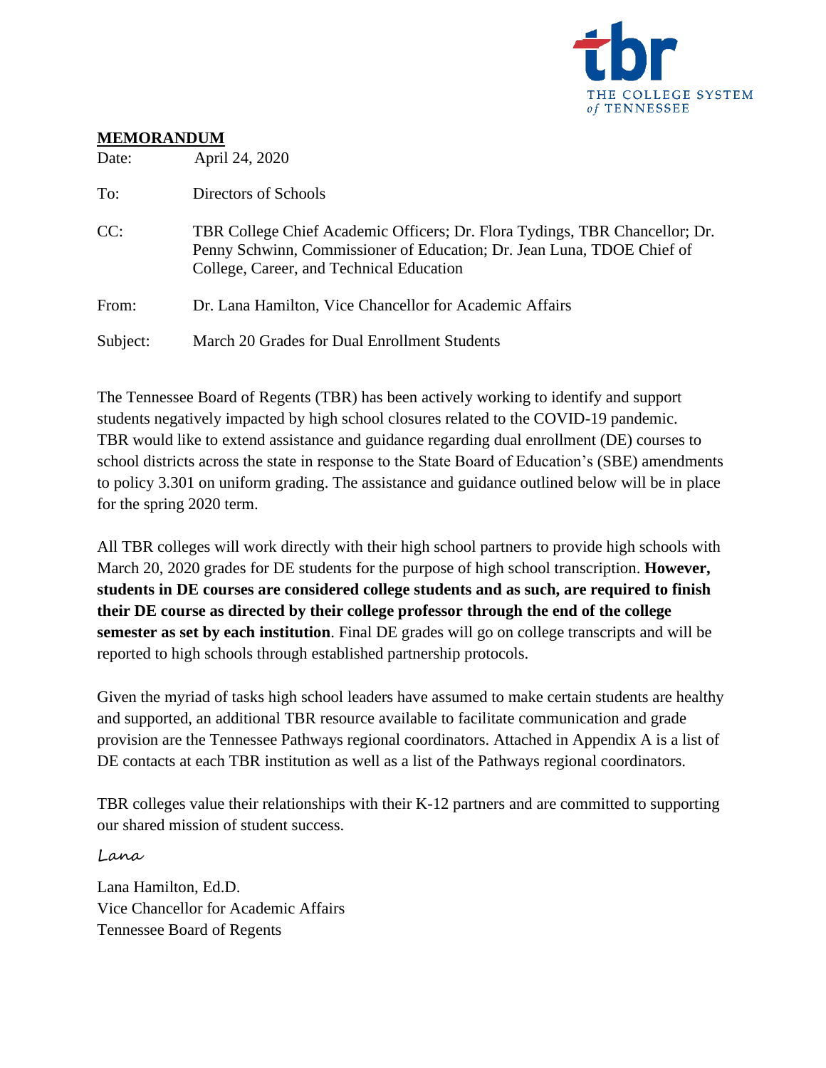tbr
THE COLLEGE SYSTEM
*of* TENNESSEE

**MEMORANDUM**

Date: April 24, 2020

To: Directors of Schools

CC: TBR College Chief Academic Officers; Dr. Flora Tydings, TBR Chancellor; Dr. Penny Schwinn, Commissioner of Education; Dr. Jean Luna, TDOE Chief of College, Career, and Technical Education

From: Dr. Lana Hamilton, Vice Chancellor for Academic Affairs

Subject: March 20 Grades for Dual Enrollment Students

The Tennessee Board of Regents (TBR) has been actively working to identify and support students negatively impacted by high school closures related to the COVID-19 pandemic. TBR would like to extend assistance and guidance regarding dual enrollment (DE) courses to school districts across the state in response to the State Board of Education's (SBE) amendments to policy 3.301 on uniform grading. The assistance and guidance outlined below will be in place for the spring 2020 term.

All TBR colleges will work directly with their high school partners to provide high schools with March 20, 2020 grades for DE students for the purpose of high school transcription. **However, students in DE courses are considered college students and as such, are required to finish their DE course as directed by their college professor through the end of the college semester as set by each institution**. Final DE grades will go on college transcripts and will be reported to high schools through established partnership protocols.

Given the myriad of tasks high school leaders have assumed to make certain students are healthy and supported, an additional TBR resource available to facilitate communication and grade provision are the Tennessee Pathways regional coordinators. Attached in Appendix A is a list of DE contacts at each TBR institution as well as a list of the Pathways regional coordinators.

TBR colleges value their relationships with their K-12 partners and are committed to supporting our shared mission of student success.

*Lana*

Lana Hamilton, Ed.D.
Vice Chancellor for Academic Affairs
Tennessee Board of Regents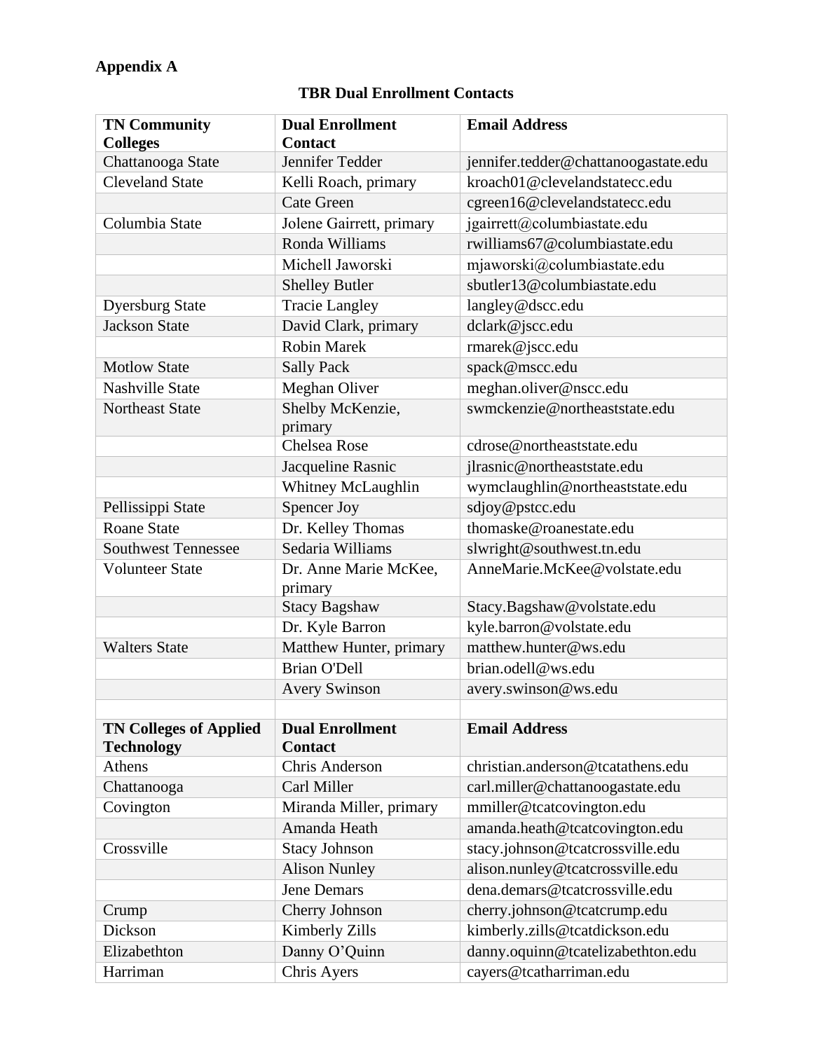**Appendix A**

**TBR Dual Enrollment Contacts**

| TN Community Colleges | Dual Enrollment Contact | Email Address |
|---|---|---|
| Chattanooga State | Jennifer Tedder | jennifer.tedder@chattanoogastate.edu |
| Cleveland State | Kelli Roach, primary | kroach01@clevelandstatecc.edu |
| | Cate Green | cgreen16@clevelandstatecc.edu |
| Columbia State | Jolene Gairrett, primary | jgairrett@columbiastate.edu |
| | Ronda Williams | rwilliams67@columbiastate.edu |
| | Michell Jaworski | mjaworski@columbiastate.edu |
| | Shelley Butler | sbutler13@columbiastate.edu |
| Dyersburg State | Tracie Langley | langley@dscc.edu |
| Jackson State | David Clark, primary | dclark@jscc.edu |
| | Robin Marek | rmarek@jscc.edu |
| Motlow State | Sally Pack | spack@mscc.edu |
| Nashville State | Meghan Oliver | meghan.oliver@nscc.edu |
| Northeast State | Shelby McKenzie, primary | swmckenzie@northeaststate.edu |
| | Chelsea Rose | cdrose@northeaststate.edu |
| | Jacqueline Rasnic | jlrasnic@northeaststate.edu |
| | Whitney McLaughlin | wymclaughlin@northeaststate.edu |
| Pellissippi State | Spencer Joy | sdjoy@pstcc.edu |
| Roane State | Dr. Kelley Thomas | thomaske@roanestate.edu |
| Southwest Tennessee | Sedaria Williams | slwright@southwest.tn.edu |
| Volunteer State | Dr. Anne Marie McKee, primary | AnneMarie.McKee@volstate.edu |
| | Stacy Bagshaw | Stacy.Bagshaw@volstate.edu |
| | Dr. Kyle Barron | kyle.barron@volstate.edu |
| Walters State | Matthew Hunter, primary | matthew.hunter@ws.edu |
| | Brian O'Dell | brian.odell@ws.edu |
| | Avery Swinson | avery.swinson@ws.edu |
| | | |
| **TN Colleges of Applied Technology** | **Dual Enrollment Contact** | **Email Address** |
| Athens | Chris Anderson | christian.anderson@tcatathens.edu |
| Chattanooga | Carl Miller | carl.miller@chattanoogastate.edu |
| Covington | Miranda Miller, primary | mmiller@tcatcovington.edu |
| | Amanda Heath | amanda.heath@tcatcovington.edu |
| Crossville | Stacy Johnson | stacy.johnson@tcatcrossville.edu |
| | Alison Nunley | alison.nunley@tcatcrossville.edu |
| | Jene Demars | dena.demars@tcatcrossville.edu |
| Crump | Cherry Johnson | cherry.johnson@tcatcrump.edu |
| Dickson | Kimberly Zills | kimberly.zills@tcatdickson.edu |
| Elizabethton | Danny O'Quinn | danny.oquinn@tcatelizabethton.edu |
| Harriman | Chris Ayers | cayers@tcatharriman.edu |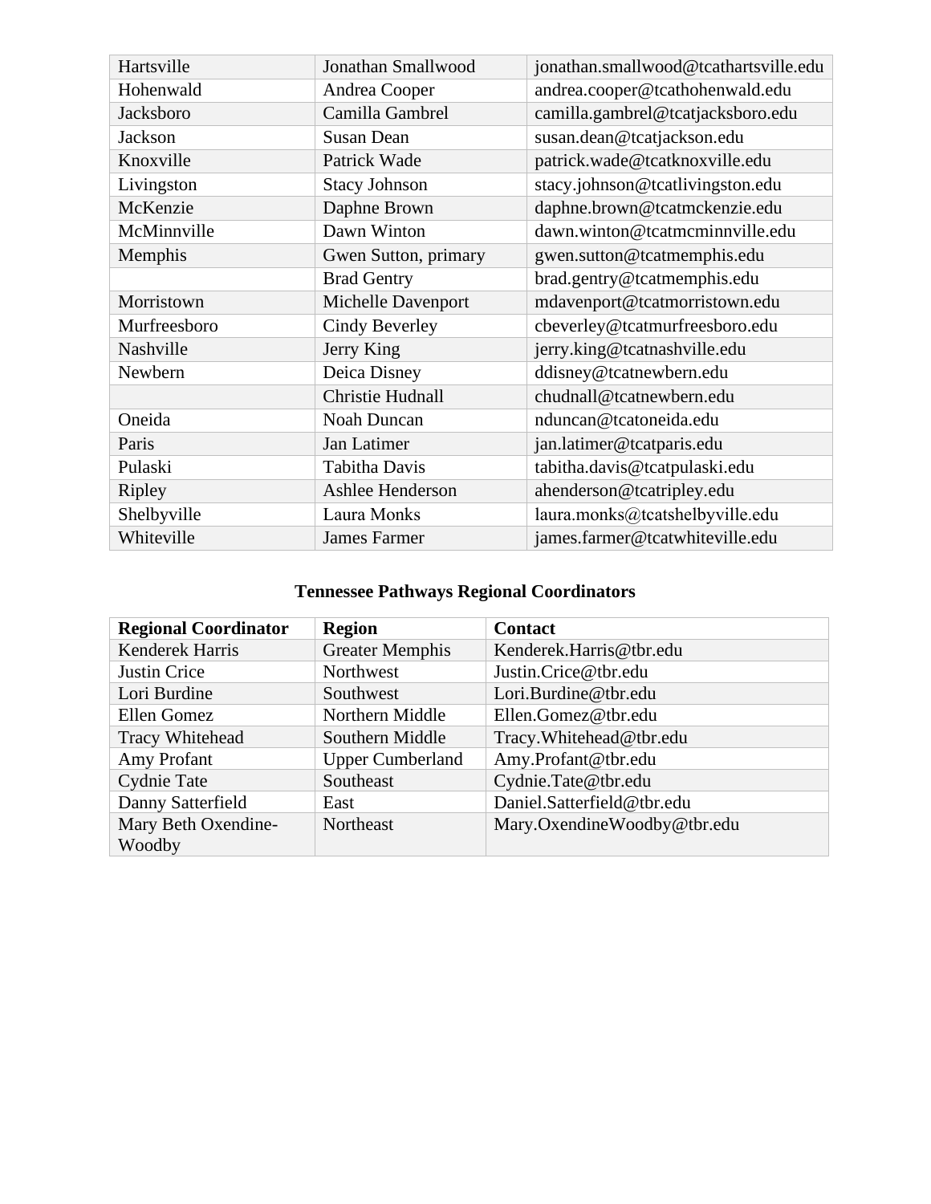| | | |
|---|---|---|
| Hartsville | Jonathan Smallwood | jonathan.smallwood@tcathartsville.edu |
| Hohenwald | Andrea Cooper | andrea.cooper@tcathohenwald.edu |
| Jacksboro | Camilla Gambrel | camilla.gambrel@tcatjacksboro.edu |
| Jackson | Susan Dean | susan.dean@tcatjackson.edu |
| Knoxville | Patrick Wade | patrick.wade@tcatknoxville.edu |
| Livingston | Stacy Johnson | stacy.johnson@tcatlivingston.edu |
| McKenzie | Daphne Brown | daphne.brown@tcatmckenzie.edu |
| McMinnville | Dawn Winton | dawn.winton@tcatmcminnville.edu |
| Memphis | Gwen Sutton, primary | gwen.sutton@tcatmemphis.edu |
| | Brad Gentry | brad.gentry@tcatmemphis.edu |
| Morristown | Michelle Davenport | mdavenport@tcatmorristown.edu |
| Murfreesboro | Cindy Beverley | cbeverley@tcatmurfreesboro.edu |
| Nashville | Jerry King | jerry.king@tcatnashville.edu |
| Newbern | Deica Disney | ddisney@tcatnewbern.edu |
| | Christie Hudnall | chudnall@tcatnewbern.edu |
| Oneida | Noah Duncan | nduncan@tcatoneida.edu |
| Paris | Jan Latimer | jan.latimer@tcatparis.edu |
| Pulaski | Tabitha Davis | tabitha.davis@tcatpulaski.edu |
| Ripley | Ashlee Henderson | ahenderson@tcatripley.edu |
| Shelbyville | Laura Monks | laura.monks@tcatshelbyville.edu |
| Whiteville | James Farmer | james.farmer@tcatwhiteville.edu |

**Tennessee Pathways Regional Coordinators**

| Regional Coordinator | Region | Contact |
|---|---|---|
| Kenderek Harris | Greater Memphis | Kenderek.Harris@tbr.edu |
| Justin Crice | Northwest | Justin.Crice@tbr.edu |
| Lori Burdine | Southwest | Lori.Burdine@tbr.edu |
| Ellen Gomez | Northern Middle | Ellen.Gomez@tbr.edu |
| Tracy Whitehead | Southern Middle | Tracy.Whitehead@tbr.edu |
| Amy Profant | Upper Cumberland | Amy.Profant@tbr.edu |
| Cydnie Tate | Southeast | Cydnie.Tate@tbr.edu |
| Danny Satterfield | East | Daniel.Satterfield@tbr.edu |
| Mary Beth Oxendine-Woodby | Northeast | Mary.OxendineWoodby@tbr.edu |